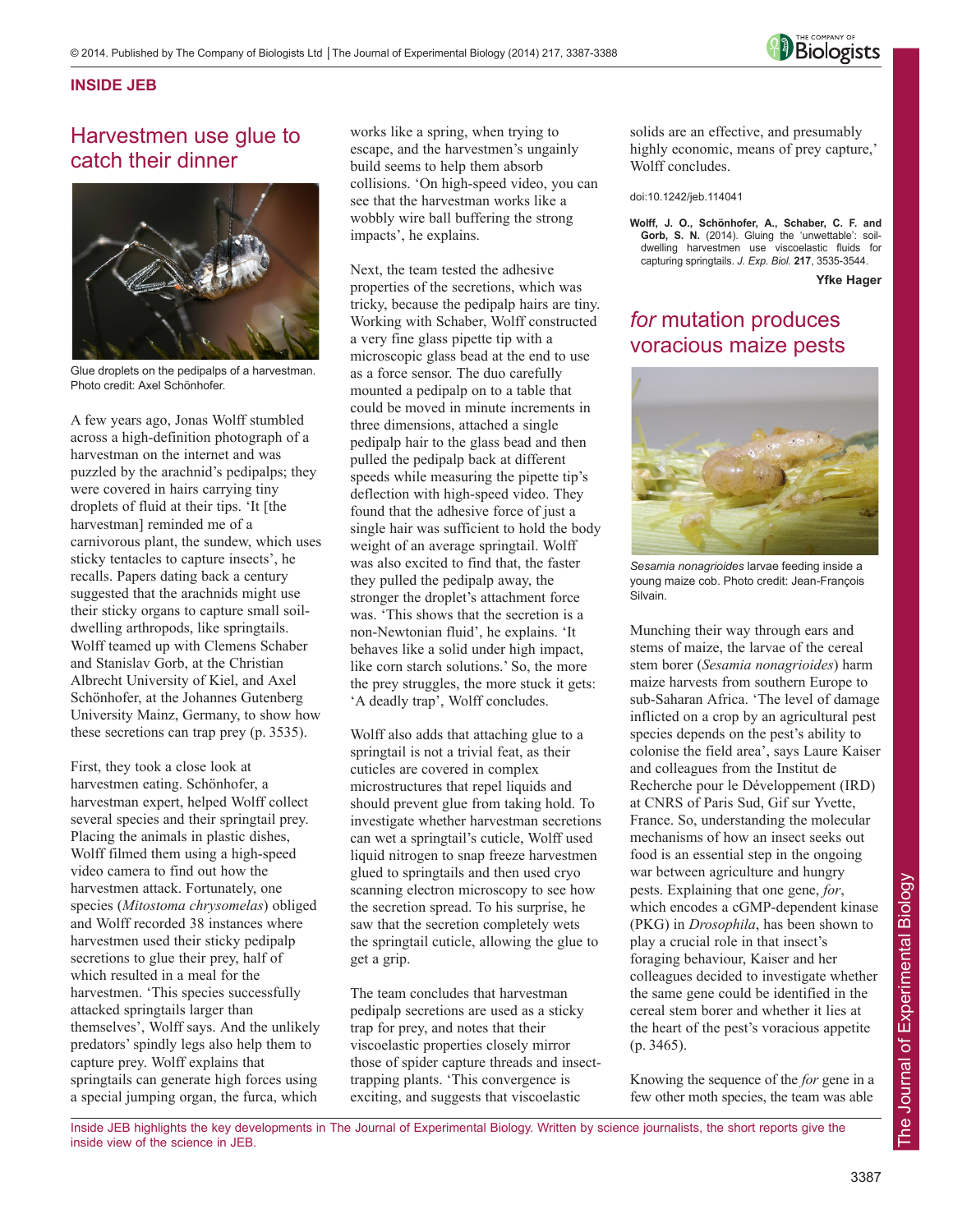INSIDE JEB

## Harvestmen use glue to catch their dinner

Glue droplets on the pedipalps of a harvestman. Photo credit: Axel Schönhofer.

A few years ago, Jonas Wolff stumbled across a high-definition photograph of a harvestman on the internet and was puzzled by the arachnid's pedipalps; they were covered in hairs carrying tiny droplets of fluid at their tips. 'It [the harvestman] reminded me of a carnivorous plant, the sundew, which uses sticky tentacles to capture insects', he recalls. Papers dating back a century suggested that the arachnids might use their sticky organs to capture small soil-dwelling arthropods, like springtails. Wolff teamed up with Clemens Schaber and Stanislav Gorb, at the Christian Albrecht University of Kiel, and Axel Schönhofer, at the Johannes Gutenberg University Mainz, Germany, to show how these secretions can trap prey (p. 3535).

First, they took a close look at harvestmen eating. Schönhofer, a harvestman expert, helped Wolff collect several species and their springtail prey. Placing the animals in plastic dishes, Wolff filmed them using a high-speed video camera to find out how the harvestmen attack. Fortunately, one species (*Mitostoma chrysomelas*) obliged and Wolff recorded 38 instances where harvestmen used their sticky pedipalp secretions to glue their prey, half of which resulted in a meal for the harvestmen. 'This species successfully attacked springtails larger than themselves', Wolff says. And the unlikely predators' spindly legs also help them to capture prey. Wolff explains that springtails can generate high forces using a special jumping organ, the furca, which works like a spring, when trying to escape, and the harvestmen's ungainly build seems to help them absorb collisions. 'On high-speed video, you can see that the harvestman works like a wobbly wire ball buffering the strong impacts', he explains.

Next, the team tested the adhesive properties of the secretions, which was tricky, because the pedipalp hairs are tiny. Working with Schaber, Wolff constructed a very fine glass pipette tip with a microscopic glass bead at the end to use as a force sensor. The duo carefully mounted a pedipalp on to a table that could be moved in minute increments in three dimensions, attached a single pedipalp hair to the glass bead and then pulled the pedipalp back at different speeds while measuring the pipette tip's deflection with high-speed video. They found that the adhesive force of just a single hair was sufficient to hold the body weight of an average springtail. Wolff was also excited to find that, the faster they pulled the pedipalp away, the stronger the droplet's attachment force was. 'This shows that the secretion is a non-Newtonian fluid', he explains. 'It behaves like a solid under high impact, like corn starch solutions.' So, the more the prey struggles, the more stuck it gets: 'A deadly trap', Wolff concludes.

Wolff also adds that attaching glue to a springtail is not a trivial feat, as their cuticles are covered in complex microstructures that repel liquids and should prevent glue from taking hold. To investigate whether harvestman secretions can wet a springtail's cuticle, Wolff used liquid nitrogen to snap freeze harvestmen glued to springtails and then used cryo scanning electron microscopy to see how the secretion spread. To his surprise, he saw that the secretion completely wets the springtail cuticle, allowing the glue to get a grip.

The team concludes that harvestman pedipalp secretions are used as a sticky trap for prey, and notes that their viscoelastic properties closely mirror those of spider capture threads and insect-trapping plants. 'This convergence is exciting, and suggests that viscoelastic solids are an effective, and presumably highly economic, means of prey capture,' Wolff concludes.

doi:10.1242/jeb.114041

**Wolff, J. O., Schönhofer, A., Schaber, C. F. and Gorb, S. N.** (2014). Gluing the 'unwettable': soil-dwelling harvestmen use viscoelastic fluids for capturing springtails. *J. Exp. Biol.* **217**, 3535-3544.

**Yfke Hager**

## *for* mutation produces voracious maize pests

*Sesamia nonagrioides* larvae feeding inside a young maize cob. Photo credit: Jean-François Silvain.

Munching their way through ears and stems of maize, the larvae of the cereal stem borer (*Sesamia nonagrioides*) harm maize harvests from southern Europe to sub-Saharan Africa. 'The level of damage inflicted on a crop by an agricultural pest species depends on the pest's ability to colonise the field area', says Laure Kaiser and colleagues from the Institut de Recherche pour le Développement (IRD) at CNRS of Paris Sud, Gif sur Yvette, France. So, understanding the molecular mechanisms of how an insect seeks out food is an essential step in the ongoing war between agriculture and hungry pests. Explaining that one gene, *for*, which encodes a cGMP-dependent kinase (PKG) in *Drosophila*, has been shown to play a crucial role in that insect's foraging behaviour, Kaiser and her colleagues decided to investigate whether the same gene could be identified in the cereal stem borer and whether it lies at the heart of the pest's voracious appetite (p. 3465).

Knowing the sequence of the *for* gene in a few other moth species, the team was able

Inside JEB highlights the key developments in The Journal of Experimental Biology. Written by science journalists, the short reports give the inside view of the science in JEB.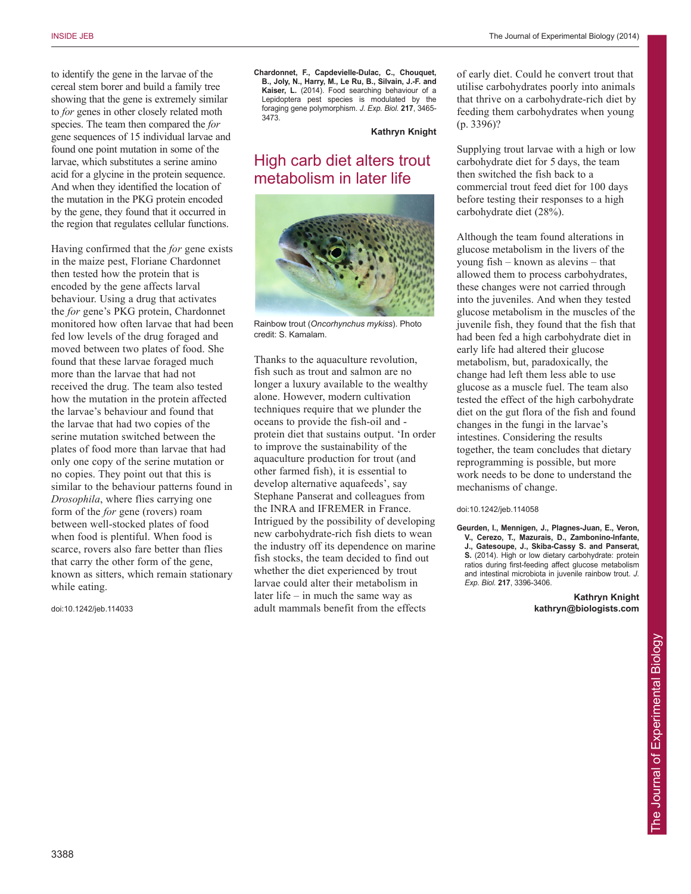to identify the gene in the larvae of the cereal stem borer and build a family tree showing that the gene is extremely similar to *for* genes in other closely related moth species. The team then compared the *for* gene sequences of 15 individual larvae and found one point mutation in some of the larvae, which substitutes a serine amino acid for a glycine in the protein sequence. And when they identified the location of the mutation in the PKG protein encoded by the gene, they found that it occurred in the region that regulates cellular functions.

Having confirmed that the *for* gene exists in the maize pest, Floriane Chardonnet then tested how the protein that is encoded by the gene affects larval behaviour. Using a drug that activates the *for* gene's PKG protein, Chardonnet monitored how often larvae that had been fed low levels of the drug foraged and moved between two plates of food. She found that these larvae foraged much more than the larvae that had not received the drug. The team also tested how the mutation in the protein affected the larvae's behaviour and found that the larvae that had two copies of the serine mutation switched between the plates of food more than larvae that had only one copy of the serine mutation or no copies. They point out that this is similar to the behaviour patterns found in *Drosophila*, where flies carrying one form of the *for* gene (rovers) roam between well-stocked plates of food when food is plentiful. When food is scarce, rovers also fare better than flies that carry the other form of the gene, known as sitters, which remain stationary while eating.

doi:10.1242/jeb.114033

**Chardonnet, F., Capdevielle-Dulac, C., Chouquet, B., Joly, N., Harry, M., Le Ru, B., Silvain, J.-F. and Kaiser, L.** (2014). Food searching behaviour of a Lepidoptera pest species is modulated by the foraging gene polymorphism. *J. Exp. Biol.* **217**, 3465-3473.

**Kathryn Knight**

## High carb diet alters trout metabolism in later life

Rainbow trout (*Oncorhynchus mykiss*). Photo credit: S. Kamalam.

Thanks to the aquaculture revolution, fish such as trout and salmon are no longer a luxury available to the wealthy alone. However, modern cultivation techniques require that we plunder the oceans to provide the fish-oil and -protein diet that sustains output. 'In order to improve the sustainability of the aquaculture production for trout (and other farmed fish), it is essential to develop alternative aquafeeds', say Stephane Panserat and colleagues from the INRA and IFREMER in France. Intrigued by the possibility of developing new carbohydrate-rich fish diets to wean the industry off its dependence on marine fish stocks, the team decided to find out whether the diet experienced by trout larvae could alter their metabolism in later life – in much the same way as adult mammals benefit from the effects of early diet. Could he convert trout that utilise carbohydrates poorly into animals that thrive on a carbohydrate-rich diet by feeding them carbohydrates when young (p. 3396)?

Supplying trout larvae with a high or low carbohydrate diet for 5 days, the team then switched the fish back to a commercial trout feed diet for 100 days before testing their responses to a high carbohydrate diet (28%).

Although the team found alterations in glucose metabolism in the livers of the young fish – known as alevins – that allowed them to process carbohydrates, these changes were not carried through into the juveniles. And when they tested glucose metabolism in the muscles of the juvenile fish, they found that the fish that had been fed a high carbohydrate diet in early life had altered their glucose metabolism, but, paradoxically, the change had left them less able to use glucose as a muscle fuel. The team also tested the effect of the high carbohydrate diet on the gut flora of the fish and found changes in the fungi in the larvae's intestines. Considering the results together, the team concludes that dietary reprogramming is possible, but more work needs to be done to understand the mechanisms of change.

doi:10.1242/jeb.114058

**Geurden, I., Mennigen, J., Plagnes-Juan, E., Veron, V., Cerezo, T., Mazurais, D., Zambonino-Infante, J., Gatesoupe, J., Skiba-Cassy S. and Panserat, S.** (2014). High or low dietary carbohydrate: protein ratios during first-feeding affect glucose metabolism and intestinal microbiota in juvenile rainbow trout. *J. Exp. Biol.* **217**, 3396-3406.

**Kathryn Knight**
**kathryn@biologists.com**